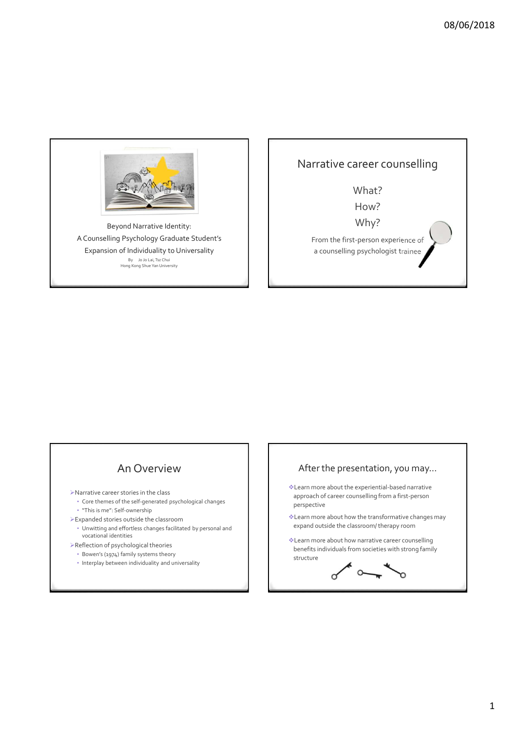Beyond Narrative Identity:
A Counselling Psychology Graduate Student's Expansion of Individuality to Universality

By Jo Jo Lai, Tsz Chui
Hong Kong Shue Yan University

## Narrative career counselling

What?

How?

Why?

From the first-person experience of a counselling psychologist trainee

## An Overview

- Narrative career stories in the class
  - Core themes of the self-generated psychological changes
  - "This is me": Self-ownership
- Expanded stories outside the classroom
  - Unwitting and effortless changes facilitated by personal and vocational identities
- Reflection of psychological theories
  - Bowen's (1974) family systems theory
  - Interplay between individuality and universality

## After the presentation, you may…

- Learn more about the experiential-based narrative approach of career counselling from a first-person perspective
- Learn more about how the transformative changes may expand outside the classroom/ therapy room
- Learn more about how narrative career counselling benefits individuals from societies with strong family structure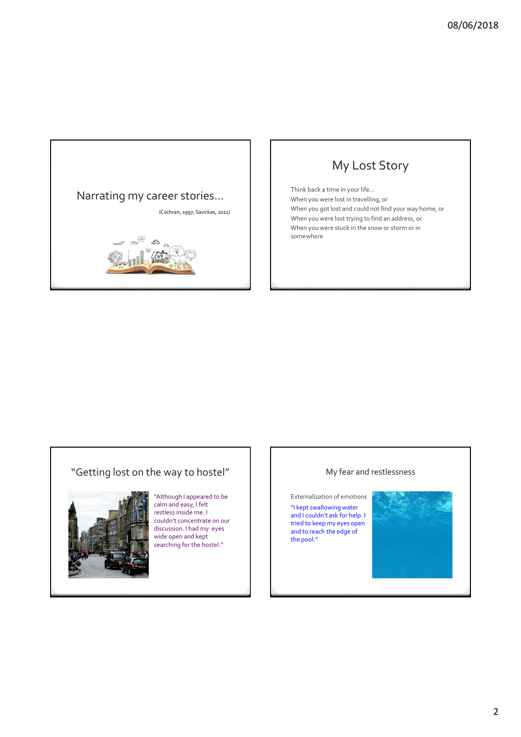## Narrating my career stories…

(Cochran, 1997; Savickas, 2011)

## My Lost Story

Think back a time in your life…
When you were lost in travelling, or
When you got lost and could not find your way home, or
When you were lost trying to find an address, or
When you were stuck in the snow or storm or in somewhere

## "Getting lost on the way to hostel"

"Although I appeared to be calm and easy, I felt restless inside me. I couldn't concentrate on our discussion. I had my eyes wide open and kept searching for the hostel."

## My fear and restlessness

Externalization of emotions

"I kept swallowing water and I couldn't ask for help. I tried to keep my eyes open and to reach the edge of the pool."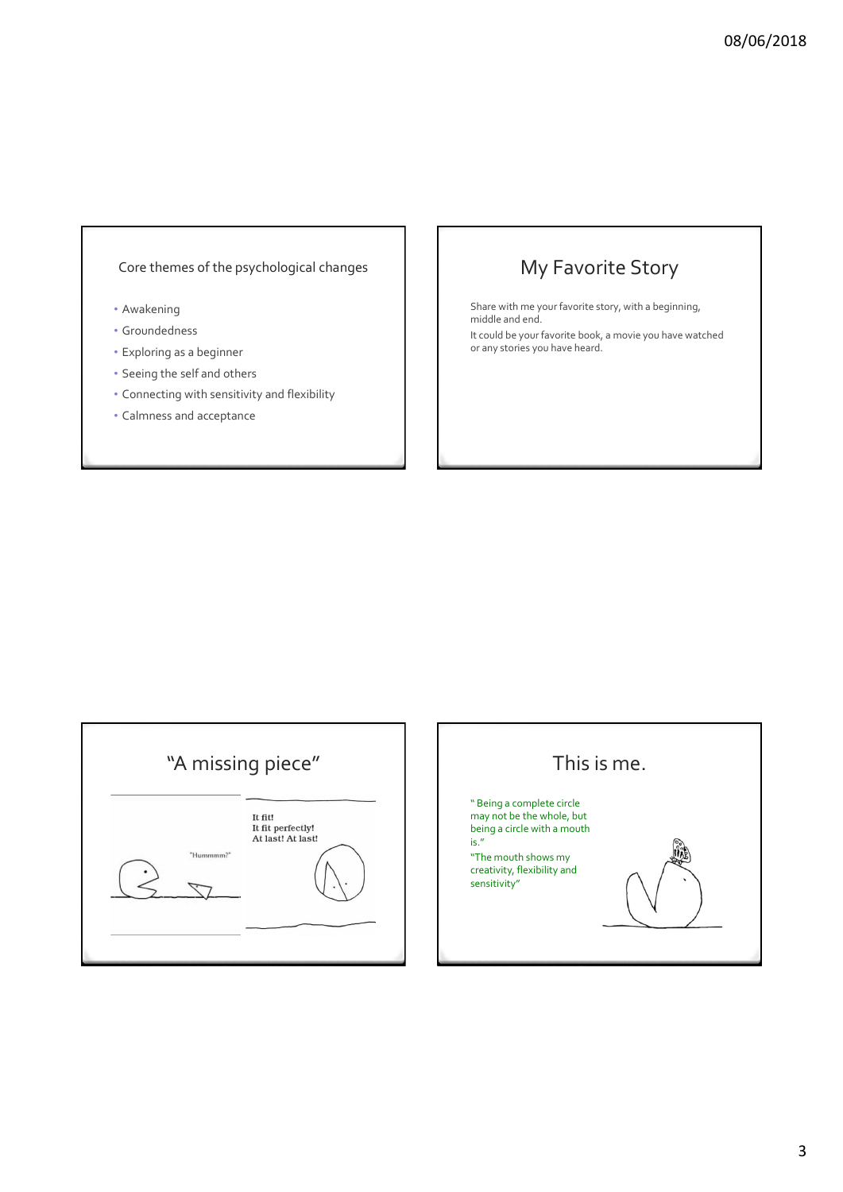## Core themes of the psychological changes

- Awakening
- Groundedness
- Exploring as a beginner
- Seeing the self and others
- Connecting with sensitivity and flexibility
- Calmness and acceptance

## My Favorite Story

Share with me your favorite story, with a beginning, middle and end.

It could be your favorite book, a movie you have watched or any stories you have heard.

## "A missing piece"

"Hummmm?"

It fit!
It fit perfectly!
At last! At last!

## This is me.

" Being a complete circle may not be the whole, but being a circle with a mouth is."

"The mouth shows my creativity, flexibility and sensitivity"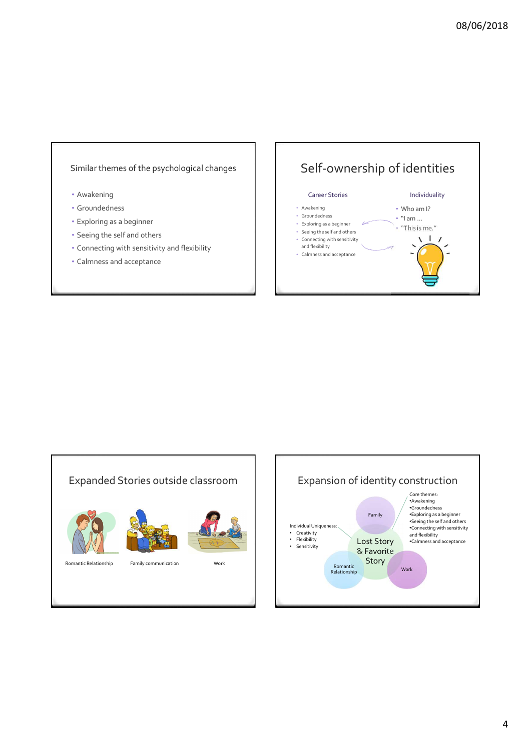## Similar themes of the psychological changes

- Awakening
- Groundedness
- Exploring as a beginner
- Seeing the self and others
- Connecting with sensitivity and flexibility
- Calmness and acceptance

## Self-ownership of identities

**Career Stories**

- Awakening
- Groundedness
- Exploring as a beginner
- Seeing the self and others
- Connecting with sensitivity and flexibility
- Calmness and acceptance

**Individuality**

- Who am I?
- "I am …
- "This is me."

## Expanded Stories outside classroom

Romantic Relationship

Family communication

Work

## Expansion of identity construction

Individual Uniqueness:

- Creativity
- Flexibility
- Sensitivity

Family

Lost Story & Favorite Story

Romantic Relationship

Work

Core themes:

- Awakening
- Groundedness
- Exploring as a beginner
- Seeing the self and others
- Connecting with sensitivity and flexibility
- Calmness and acceptance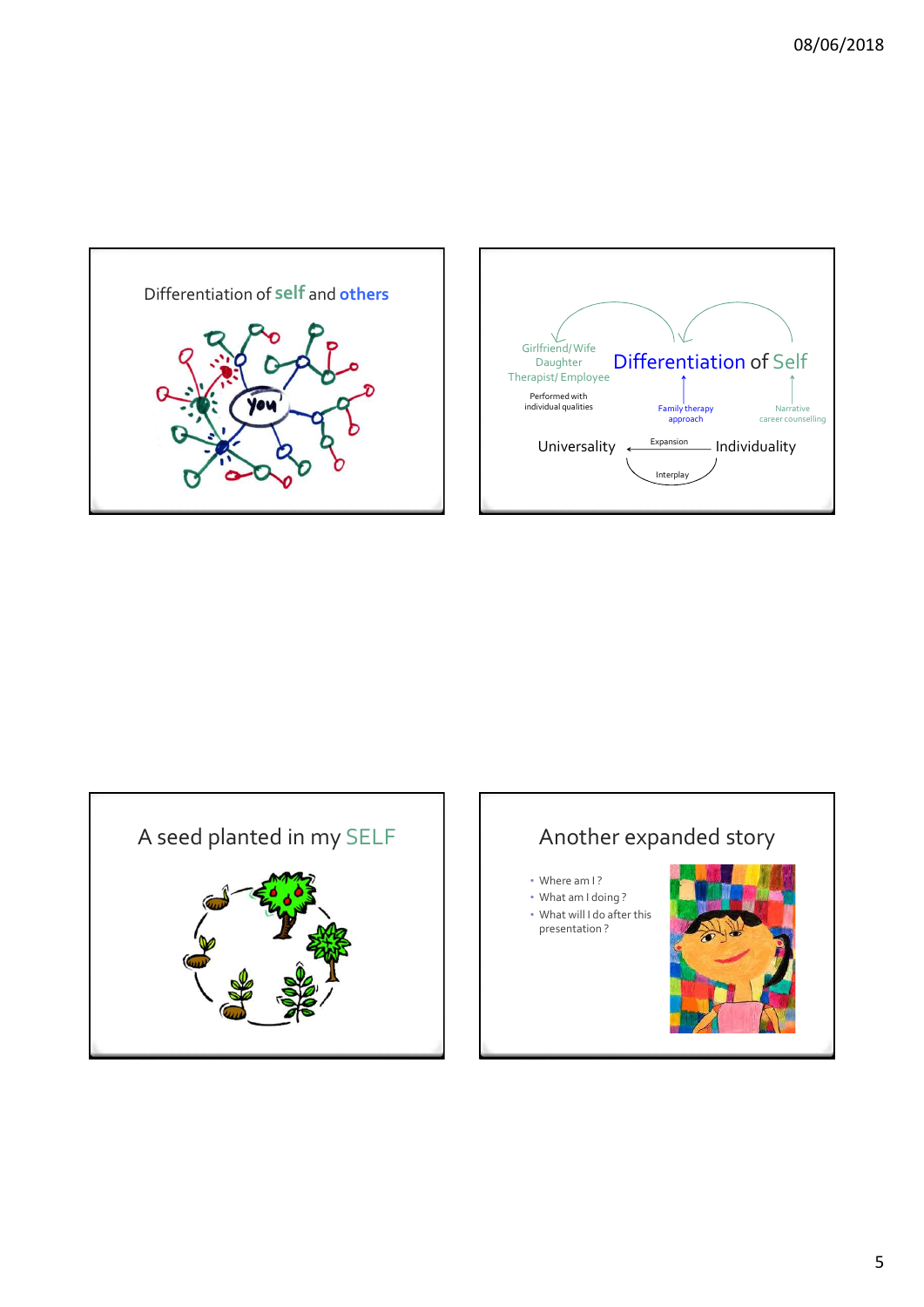Differentiation of self and others

you

Girlfriend/ Wife
Daughter
Therapist/ Employee

Performed with
individual qualities

Differentiation of Self

Family therapy
approach

Narrative
career counselling

Universality

Expansion

Individuality

Interplay

A seed planted in my SELF

Another expanded story

- Where am I ?
- What am I doing ?
- What will I do after this presentation ?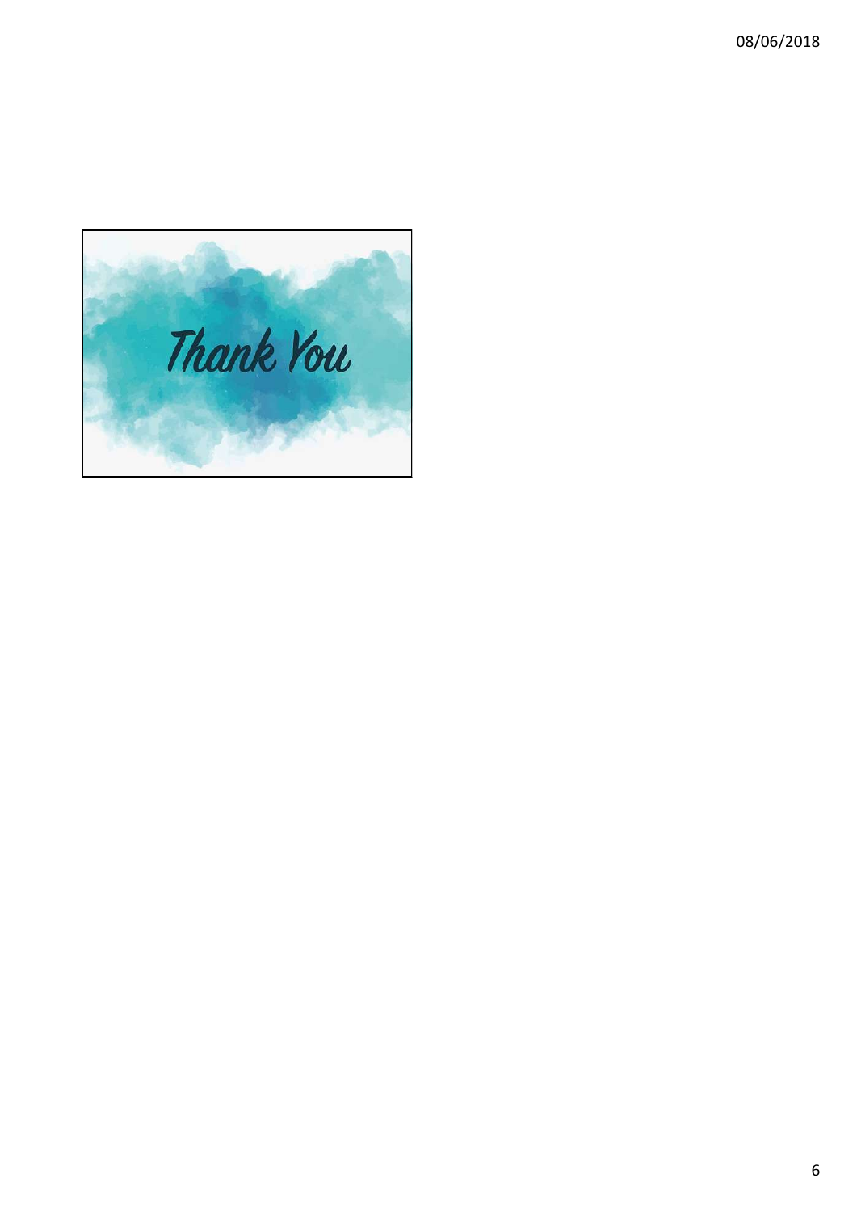Thank You